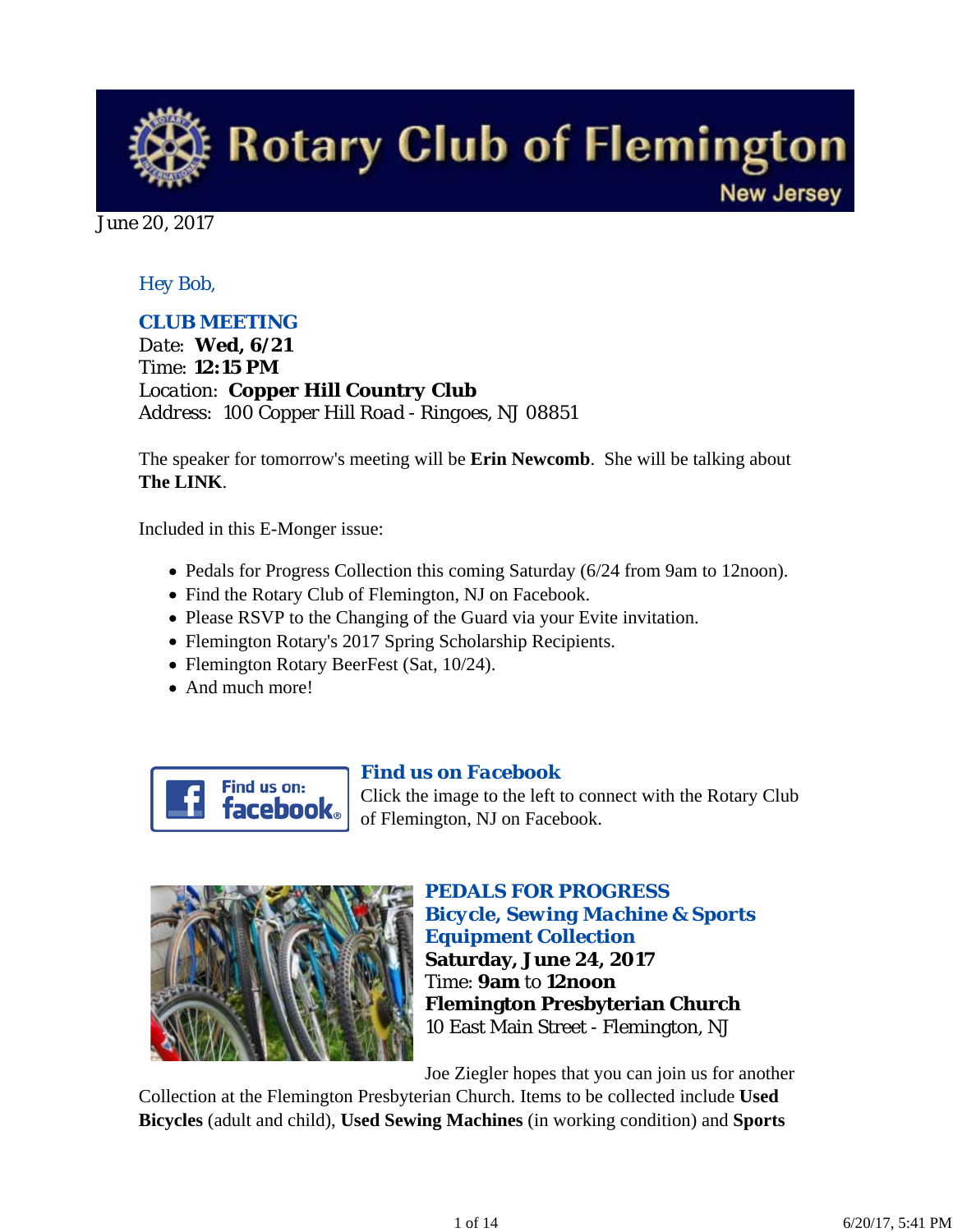# Rotary Club of Flemington

New Jersey

June 20, 2017

*Hey Bob,*

**CLUB MEETING**

Date: **Wed, 6/21**
Time: **12:15 PM**
Location: **Copper Hill Country Club**
Address: 100 Copper Hill Road - Ringoes, NJ 08851

The speaker for tomorrow's meeting will be **Erin Newcomb**. She will be talking about **The LINK**.

Included in this E-Monger issue:

- Pedals for Progress Collection this coming Saturday (6/24 from 9am to 12noon).
- Find the Rotary Club of Flemington, NJ on Facebook.
- Please RSVP to the Changing of the Guard via your Evite invitation.
- Flemington Rotary's 2017 Spring Scholarship Recipients.
- Flemington Rotary BeerFest (Sat, 10/24).
- And much more!

## *Find us on Facebook*

Click the image to the left to connect with the Rotary Club of Flemington, NJ on Facebook.

## PEDALS FOR PROGRESS
## Bicycle, Sewing Machine & Sports Equipment Collection

**Saturday, June 24, 2017**
Time: **9am** to **12noon**
**Flemington Presbyterian Church**
10 East Main Street - Flemington, NJ

Joe Ziegler hopes that you can join us for another Collection at the Flemington Presbyterian Church. Items to be collected include **Used Bicycles** (adult and child), **Used Sewing Machines** (in working condition) and **Sports**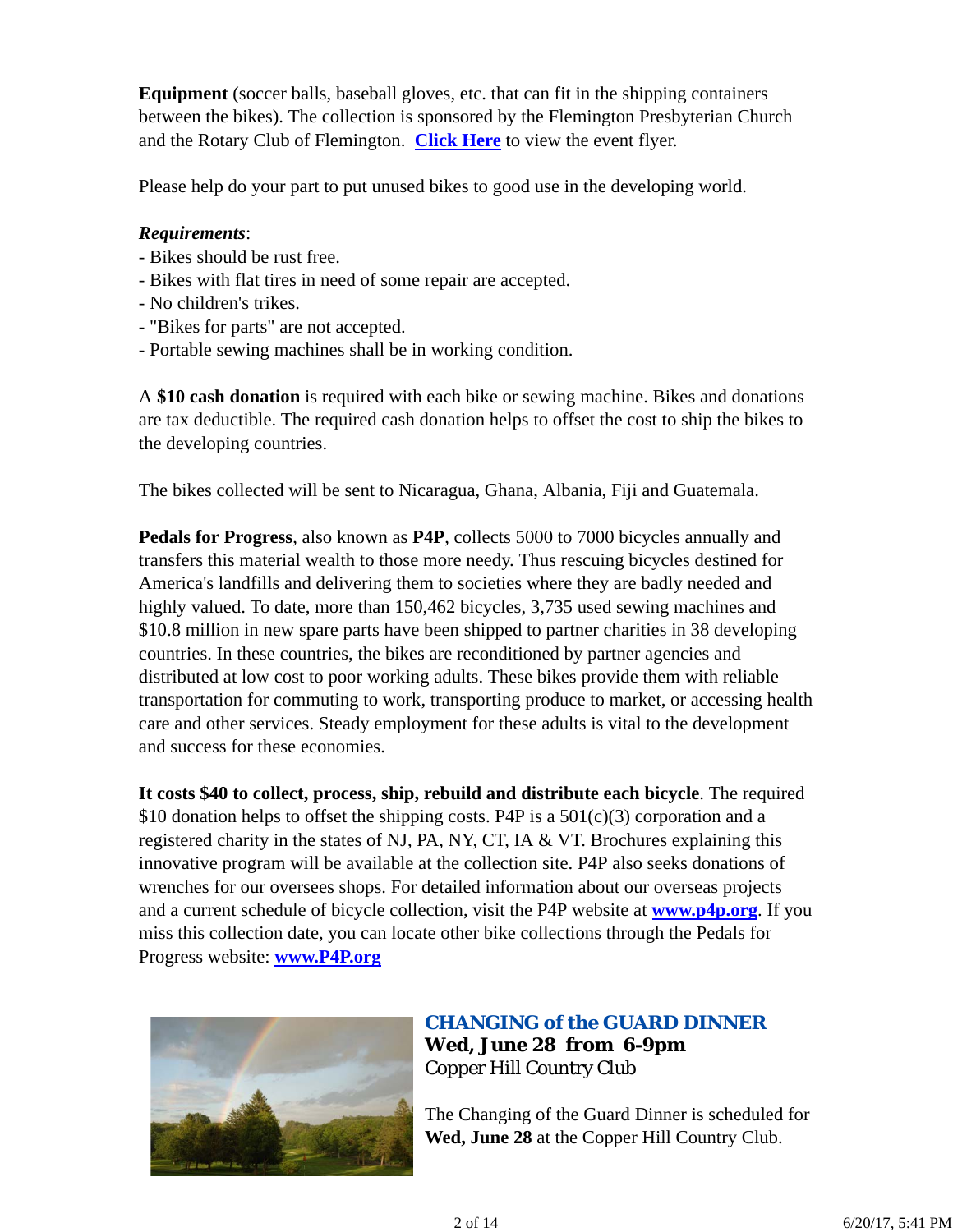**Equipment** (soccer balls, baseball gloves, etc. that can fit in the shipping containers between the bikes). The collection is sponsored by the Flemington Presbyterian Church and the Rotary Club of Flemington. **Click Here** to view the event flyer.

Please help do your part to put unused bikes to good use in the developing world.

***Requirements***:
- Bikes should be rust free.
- Bikes with flat tires in need of some repair are accepted.
- No children's trikes.
- "Bikes for parts" are not accepted.
- Portable sewing machines shall be in working condition.

A **$10 cash donation** is required with each bike or sewing machine. Bikes and donations are tax deductible. The required cash donation helps to offset the cost to ship the bikes to the developing countries.

The bikes collected will be sent to Nicaragua, Ghana, Albania, Fiji and Guatemala.

**Pedals for Progress**, also known as **P4P**, collects 5000 to 7000 bicycles annually and transfers this material wealth to those more needy. Thus rescuing bicycles destined for America's landfills and delivering them to societies where they are badly needed and highly valued. To date, more than 150,462 bicycles, 3,735 used sewing machines and $10.8 million in new spare parts have been shipped to partner charities in 38 developing countries. In these countries, the bikes are reconditioned by partner agencies and distributed at low cost to poor working adults. These bikes provide them with reliable transportation for commuting to work, transporting produce to market, or accessing health care and other services. Steady employment for these adults is vital to the development and success for these economies.

**It costs $40 to collect, process, ship, rebuild and distribute each bicycle**. The required $10 donation helps to offset the shipping costs. P4P is a 501(c)(3) corporation and a registered charity in the states of NJ, PA, NY, CT, IA & VT. Brochures explaining this innovative program will be available at the collection site. P4P also seeks donations of wrenches for our oversees shops. For detailed information about our overseas projects and a current schedule of bicycle collection, visit the P4P website at **www.p4p.org**. If you miss this collection date, you can locate other bike collections through the Pedals for Progress website: **www.P4P.org**

***CHANGING of the GUARD DINNER***
**Wed, June 28 from 6-9pm**
Copper Hill Country Club

The Changing of the Guard Dinner is scheduled for **Wed, June 28** at the Copper Hill Country Club.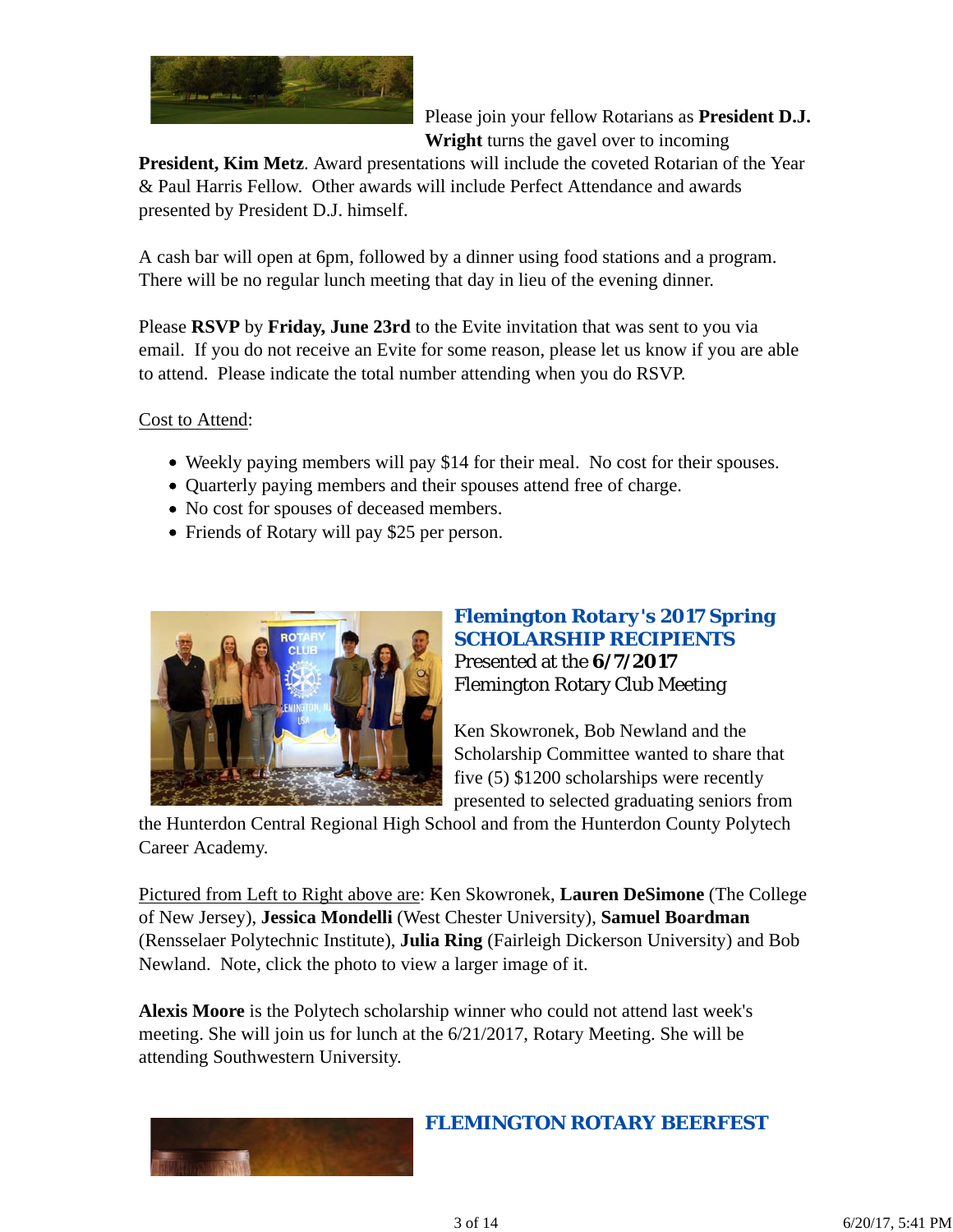Please join your fellow Rotarians as **President D.J. Wright** turns the gavel over to incoming **President, Kim Metz**. Award presentations will include the coveted Rotarian of the Year & Paul Harris Fellow. Other awards will include Perfect Attendance and awards presented by President D.J. himself.

A cash bar will open at 6pm, followed by a dinner using food stations and a program. There will be no regular lunch meeting that day in lieu of the evening dinner.

Please **RSVP** by **Friday, June 23rd** to the Evite invitation that was sent to you via email. If you do not receive an Evite for some reason, please let us know if you are able to attend. Please indicate the total number attending when you do RSVP.

Cost to Attend:

- Weekly paying members will pay $14 for their meal. No cost for their spouses.
- Quarterly paying members and their spouses attend free of charge.
- No cost for spouses of deceased members.
- Friends of Rotary will pay $25 per person.

## *Flemington Rotary's 2017 Spring SCHOLARSHIP RECIPIENTS*

Presented at the **6/7/2017** Flemington Rotary Club Meeting

Ken Skowronek, Bob Newland and the Scholarship Committee wanted to share that five (5) $1200 scholarships were recently presented to selected graduating seniors from the Hunterdon Central Regional High School and from the Hunterdon County Polytech Career Academy.

Pictured from Left to Right above are: Ken Skowronek, **Lauren DeSimone** (The College of New Jersey), **Jessica Mondelli** (West Chester University), **Samuel Boardman** (Rensselaer Polytechnic Institute), **Julia Ring** (Fairleigh Dickerson University) and Bob Newland. Note, click the photo to view a larger image of it.

**Alexis Moore** is the Polytech scholarship winner who could not attend last week's meeting. She will join us for lunch at the 6/21/2017, Rotary Meeting. She will be attending Southwestern University.

## FLEMINGTON ROTARY BEERFEST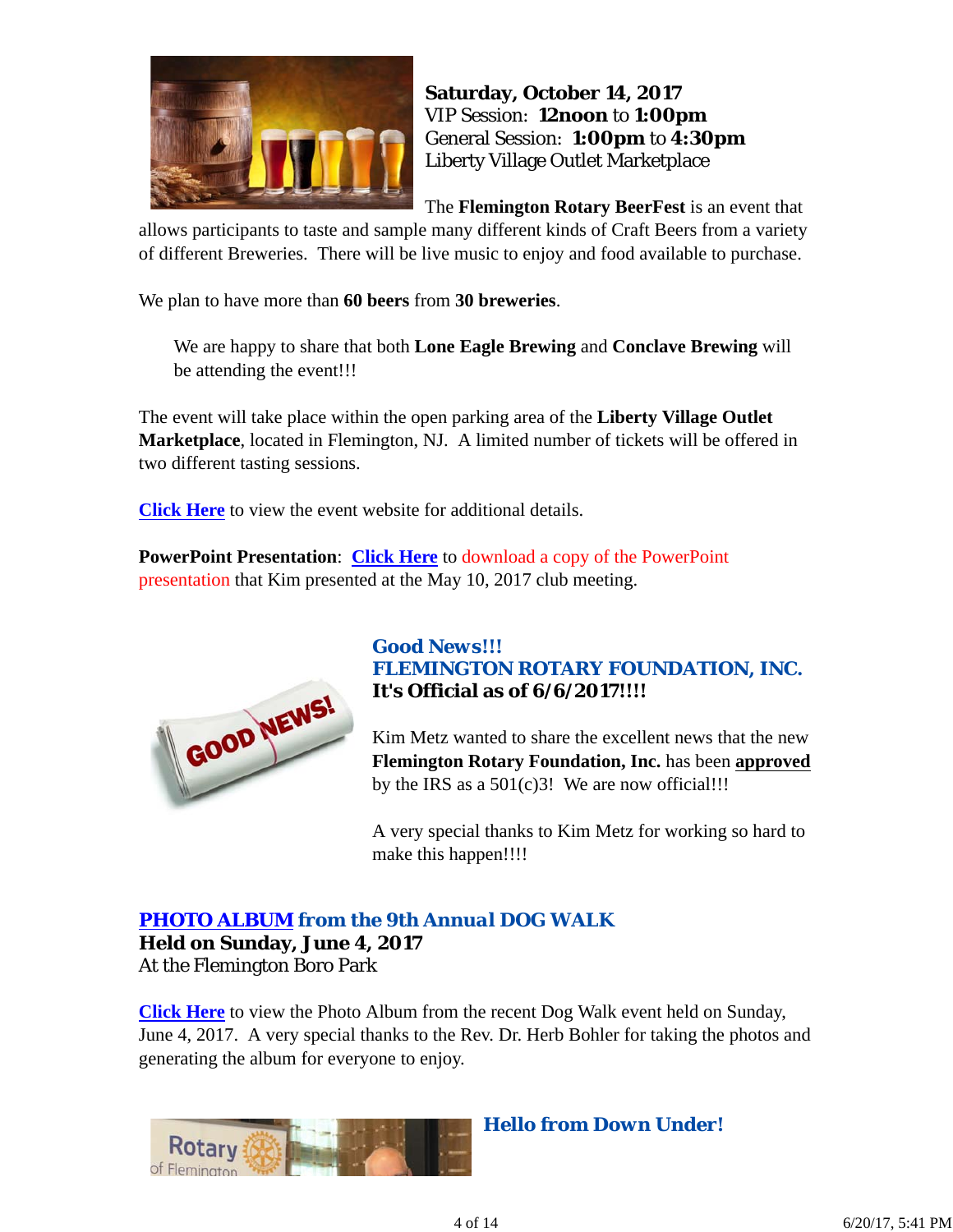**Saturday, October 14, 2017**
VIP Session: **12noon** to **1:00pm**
General Session: **1:00pm** to **4:30pm**
Liberty Village Outlet Marketplace

The **Flemington Rotary BeerFest** is an event that allows participants to taste and sample many different kinds of Craft Beers from a variety of different Breweries. There will be live music to enjoy and food available to purchase.

We plan to have more than **60 beers** from **30 breweries**.

> We are happy to share that both **Lone Eagle Brewing** and **Conclave Brewing** will be attending the event!!!

The event will take place within the open parking area of the **Liberty Village Outlet Marketplace**, located in Flemington, NJ. A limited number of tickets will be offered in two different tasting sessions.

**Click Here** to view the event website for additional details.

**PowerPoint Presentation**: **Click Here** to download a copy of the PowerPoint presentation that Kim presented at the May 10, 2017 club meeting.

### Good News!!!
### FLEMINGTON ROTARY FOUNDATION, INC.
### It's Official as of 6/6/2017!!!!

Kim Metz wanted to share the excellent news that the new **Flemington Rotary Foundation, Inc.** has been **approved** by the IRS as a 501(c)3! We are now official!!!

A very special thanks to Kim Metz for working so hard to make this happen!!!!

### PHOTO ALBUM from the 9th Annual DOG WALK
**Held on Sunday, June 4, 2017**
At the Flemington Boro Park

**Click Here** to view the Photo Album from the recent Dog Walk event held on Sunday, June 4, 2017. A very special thanks to the Rev. Dr. Herb Bohler for taking the photos and generating the album for everyone to enjoy.

### Hello from Down Under!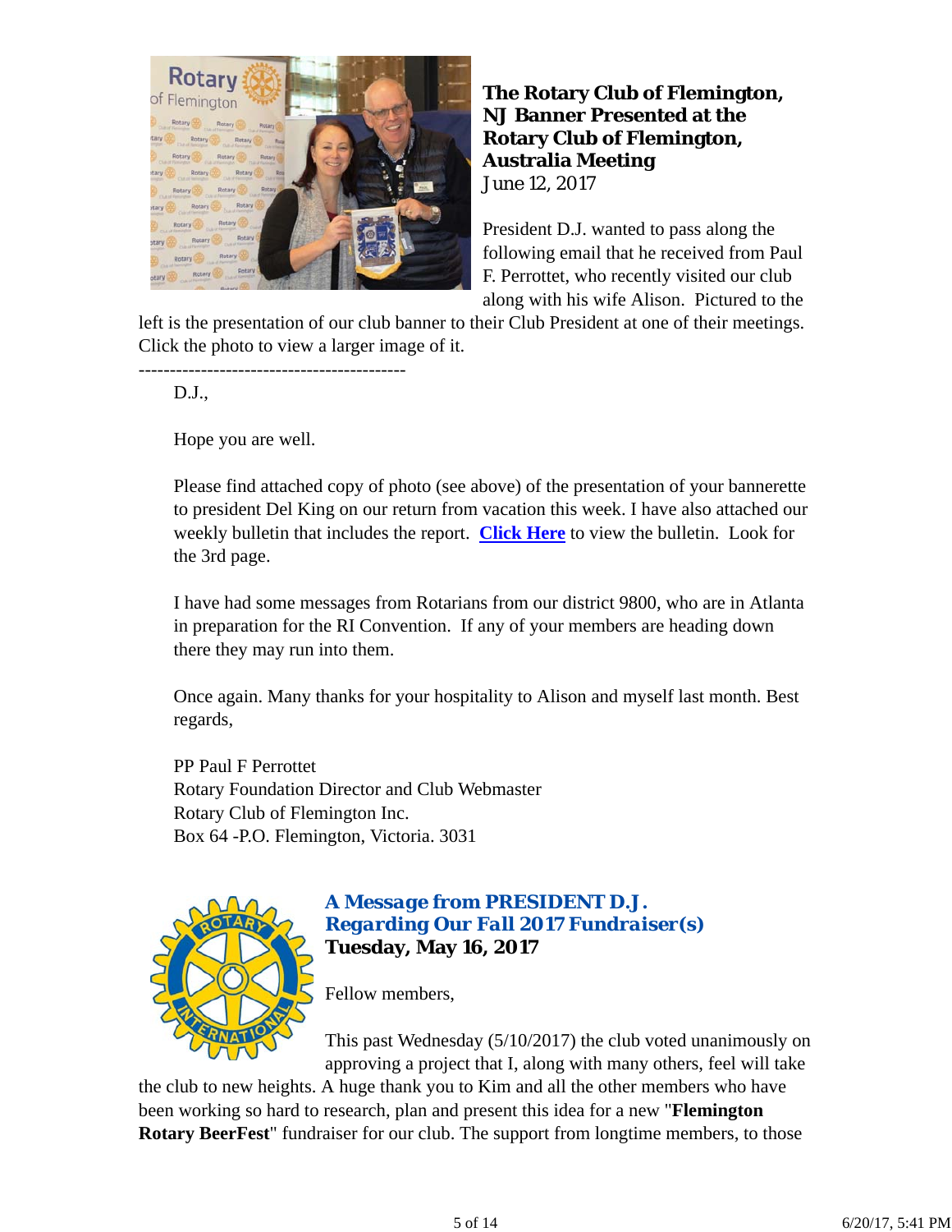**The Rotary Club of Flemington, NJ Banner Presented at the Rotary Club of Flemington, Australia Meeting**
June 12, 2017

President D.J. wanted to pass along the following email that he received from Paul F. Perrottet, who recently visited our club along with his wife Alison. Pictured to the left is the presentation of our club banner to their Club President at one of their meetings. Click the photo to view a larger image of it.

-------------------------------------------

D.J.,

Hope you are well.

Please find attached copy of photo (see above) of the presentation of your bannerette to president Del King on our return from vacation this week. I have also attached our weekly bulletin that includes the report. **Click Here** to view the bulletin. Look for the 3rd page.

I have had some messages from Rotarians from our district 9800, who are in Atlanta in preparation for the RI Convention. If any of your members are heading down there they may run into them.

Once again. Many thanks for your hospitality to Alison and myself last month. Best regards,

PP Paul F Perrottet
Rotary Foundation Director and Club Webmaster
Rotary Club of Flemington Inc.
Box 64 -P.O. Flemington, Victoria. 3031

***A Message from PRESIDENT D.J. Regarding Our Fall 2017 Fundraiser(s)***
**Tuesday, May 16, 2017**

Fellow members,

This past Wednesday (5/10/2017) the club voted unanimously on approving a project that I, along with many others, feel will take the club to new heights. A huge thank you to Kim and all the other members who have been working so hard to research, plan and present this idea for a new "**Flemington Rotary BeerFest**" fundraiser for our club. The support from longtime members, to those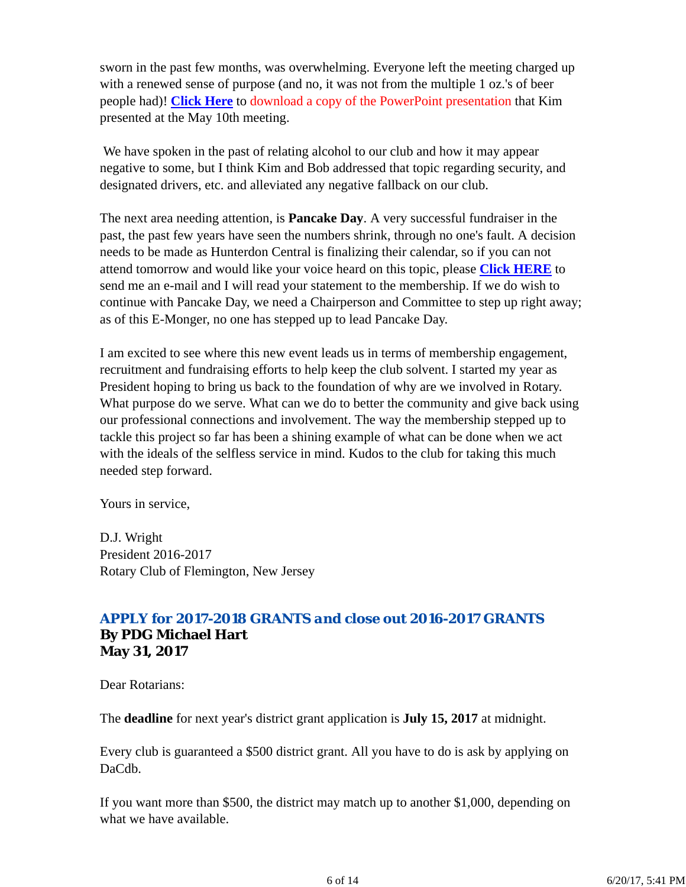sworn in the past few months, was overwhelming. Everyone left the meeting charged up with a renewed sense of purpose (and no, it was not from the multiple 1 oz.'s of beer people had)! **Click Here** to download a copy of the PowerPoint presentation that Kim presented at the May 10th meeting.

We have spoken in the past of relating alcohol to our club and how it may appear negative to some, but I think Kim and Bob addressed that topic regarding security, and designated drivers, etc. and alleviated any negative fallback on our club.

The next area needing attention, is **Pancake Day**. A very successful fundraiser in the past, the past few years have seen the numbers shrink, through no one's fault. A decision needs to be made as Hunterdon Central is finalizing their calendar, so if you can not attend tomorrow and would like your voice heard on this topic, please **Click HERE** to send me an e-mail and I will read your statement to the membership. If we do wish to continue with Pancake Day, we need a Chairperson and Committee to step up right away; as of this E-Monger, no one has stepped up to lead Pancake Day.

I am excited to see where this new event leads us in terms of membership engagement, recruitment and fundraising efforts to help keep the club solvent. I started my year as President hoping to bring us back to the foundation of why are we involved in Rotary. What purpose do we serve. What can we do to better the community and give back using our professional connections and involvement. The way the membership stepped up to tackle this project so far has been a shining example of what can be done when we act with the ideals of the selfless service in mind. Kudos to the club for taking this much needed step forward.

Yours in service,

D.J. Wright
President 2016-2017
Rotary Club of Flemington, New Jersey

## *APPLY for 2017-2018 GRANTS and close out 2016-2017 GRANTS*

**By PDG Michael Hart**
**May 31, 2017**

Dear Rotarians:

The **deadline** for next year's district grant application is **July 15, 2017** at midnight.

Every club is guaranteed a $500 district grant. All you have to do is ask by applying on DaCdb.

If you want more than $500, the district may match up to another $1,000, depending on what we have available.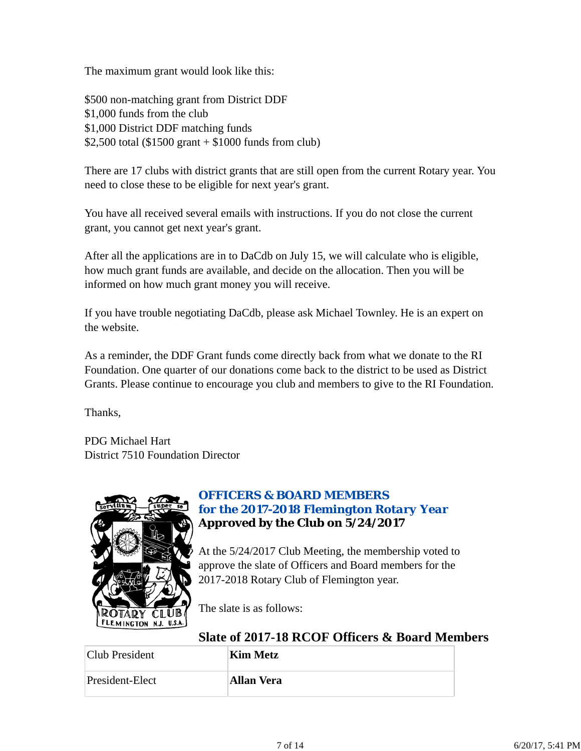The maximum grant would look like this:

$500 non-matching grant from District DDF
$1,000 funds from the club
$1,000 District DDF matching funds
$2,500 total ($1500 grant + $1000 funds from club)

There are 17 clubs with district grants that are still open from the current Rotary year. You need to close these to be eligible for next year's grant.

You have all received several emails with instructions. If you do not close the current grant, you cannot get next year's grant.

After all the applications are in to DaCdb on July 15, we will calculate who is eligible, how much grant funds are available, and decide on the allocation. Then you will be informed on how much grant money you will receive.

If you have trouble negotiating DaCdb, please ask Michael Townley. He is an expert on the website.

As a reminder, the DDF Grant funds come directly back from what we donate to the RI Foundation. One quarter of our donations come back to the district to be used as District Grants. Please continue to encourage you club and members to give to the RI Foundation.

Thanks,

PDG Michael Hart
District 7510 Foundation Director

## OFFICERS & BOARD MEMBERS for the 2017-2018 Flemington Rotary Year

### Approved by the Club on 5/24/2017

At the 5/24/2017 Club Meeting, the membership voted to approve the slate of Officers and Board members for the 2017-2018 Rotary Club of Flemington year.

The slate is as follows:

### Slate of 2017-18 RCOF Officers & Board Members

| | |
|---|---|
| Club President | **Kim Metz** |
| President-Elect | **Allan Vera** |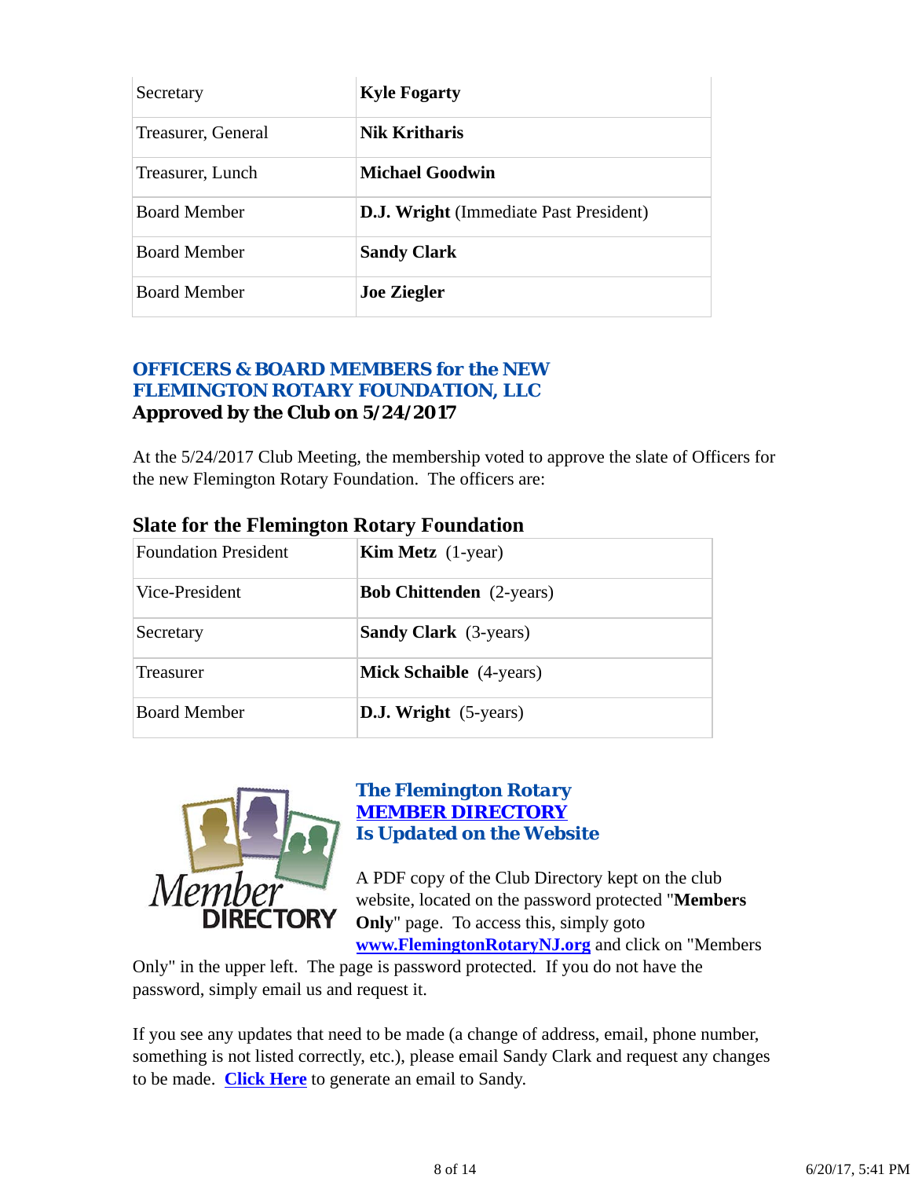| Secretary | **Kyle Fogarty** |
|---|---|
| Treasurer, General | **Nik Kritharis** |
| Treasurer, Lunch | **Michael Goodwin** |
| Board Member | **D.J. Wright** (Immediate Past President) |
| Board Member | **Sandy Clark** |
| Board Member | **Joe Ziegler** |

## OFFICERS & BOARD MEMBERS for the NEW FLEMINGTON ROTARY FOUNDATION, LLC

**Approved by the Club on 5/24/2017**

At the 5/24/2017 Club Meeting, the membership voted to approve the slate of Officers for the new Flemington Rotary Foundation. The officers are:

### Slate for the Flemington Rotary Foundation

| Foundation President | **Kim Metz** (1-year) |
|---|---|
| Vice-President | **Bob Chittenden** (2-years) |
| Secretary | **Sandy Clark** (3-years) |
| Treasurer | **Mick Schaible** (4-years) |
| Board Member | **D.J. Wright** (5-years) |

## The Flemington Rotary MEMBER DIRECTORY Is Updated on the Website

A PDF copy of the Club Directory kept on the club website, located on the password protected "**Members Only**" page. To access this, simply goto **www.FlemingtonRotaryNJ.org** and click on "Members Only" in the upper left. The page is password protected. If you do not have the password, simply email us and request it.

If you see any updates that need to be made (a change of address, email, phone number, something is not listed correctly, etc.), please email Sandy Clark and request any changes to be made. **Click Here** to generate an email to Sandy.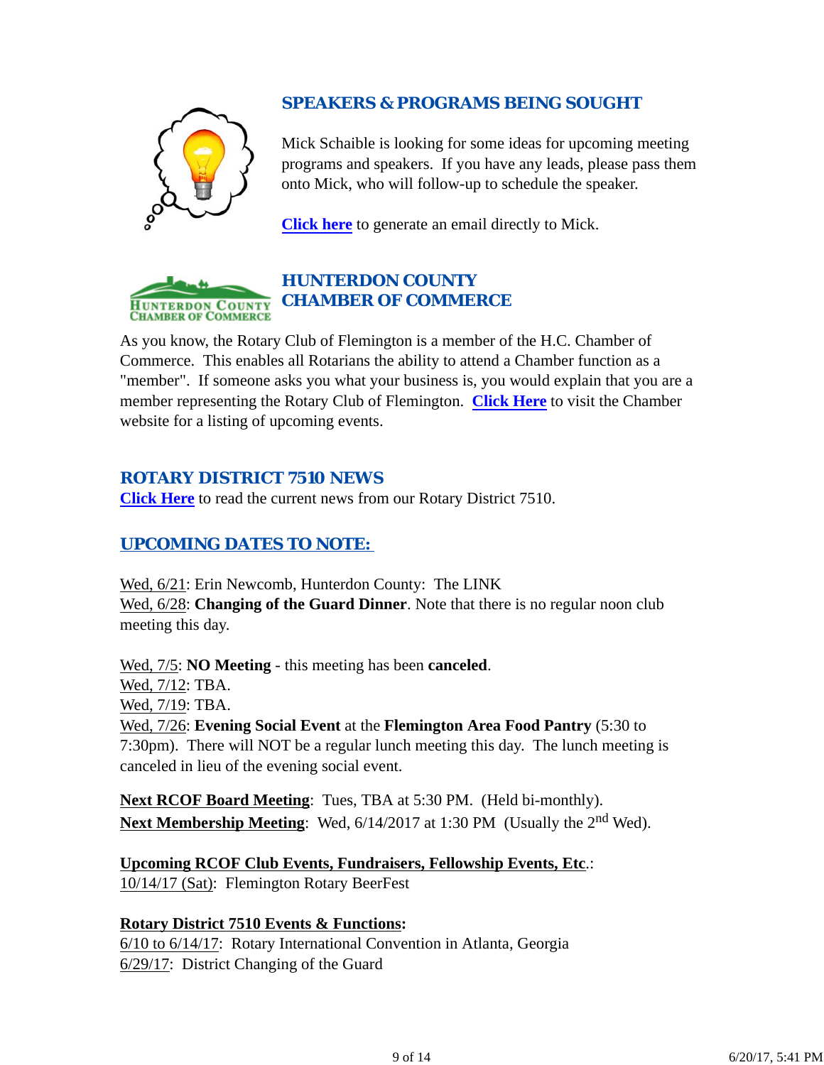## SPEAKERS & PROGRAMS BEING SOUGHT

Mick Schaible is looking for some ideas for upcoming meeting programs and speakers. If you have any leads, please pass them onto Mick, who will follow-up to schedule the speaker.

**Click here** to generate an email directly to Mick.

## HUNTERDON COUNTY CHAMBER OF COMMERCE

As you know, the Rotary Club of Flemington is a member of the H.C. Chamber of Commerce. This enables all Rotarians the ability to attend a Chamber function as a "member". If someone asks you what your business is, you would explain that you are a member representing the Rotary Club of Flemington. **Click Here** to visit the Chamber website for a listing of upcoming events.

## ROTARY DISTRICT 7510 NEWS

**Click Here** to read the current news from our Rotary District 7510.

## UPCOMING DATES TO NOTE:

Wed, 6/21: Erin Newcomb, Hunterdon County: The LINK
Wed, 6/28: **Changing of the Guard Dinner**. Note that there is no regular noon club meeting this day.

Wed, 7/5: **NO Meeting** - this meeting has been **canceled**.
Wed, 7/12: TBA.
Wed, 7/19: TBA.
Wed, 7/26: **Evening Social Event** at the **Flemington Area Food Pantry** (5:30 to 7:30pm). There will NOT be a regular lunch meeting this day. The lunch meeting is canceled in lieu of the evening social event.

**Next RCOF Board Meeting**: Tues, TBA at 5:30 PM. (Held bi-monthly).
**Next Membership Meeting**: Wed, 6/14/2017 at 1:30 PM (Usually the 2nd Wed).

**Upcoming RCOF Club Events, Fundraisers, Fellowship Events, Etc**.:
10/14/17 (Sat): Flemington Rotary BeerFest

**Rotary District 7510 Events & Functions:**
6/10 to 6/14/17: Rotary International Convention in Atlanta, Georgia
6/29/17: District Changing of the Guard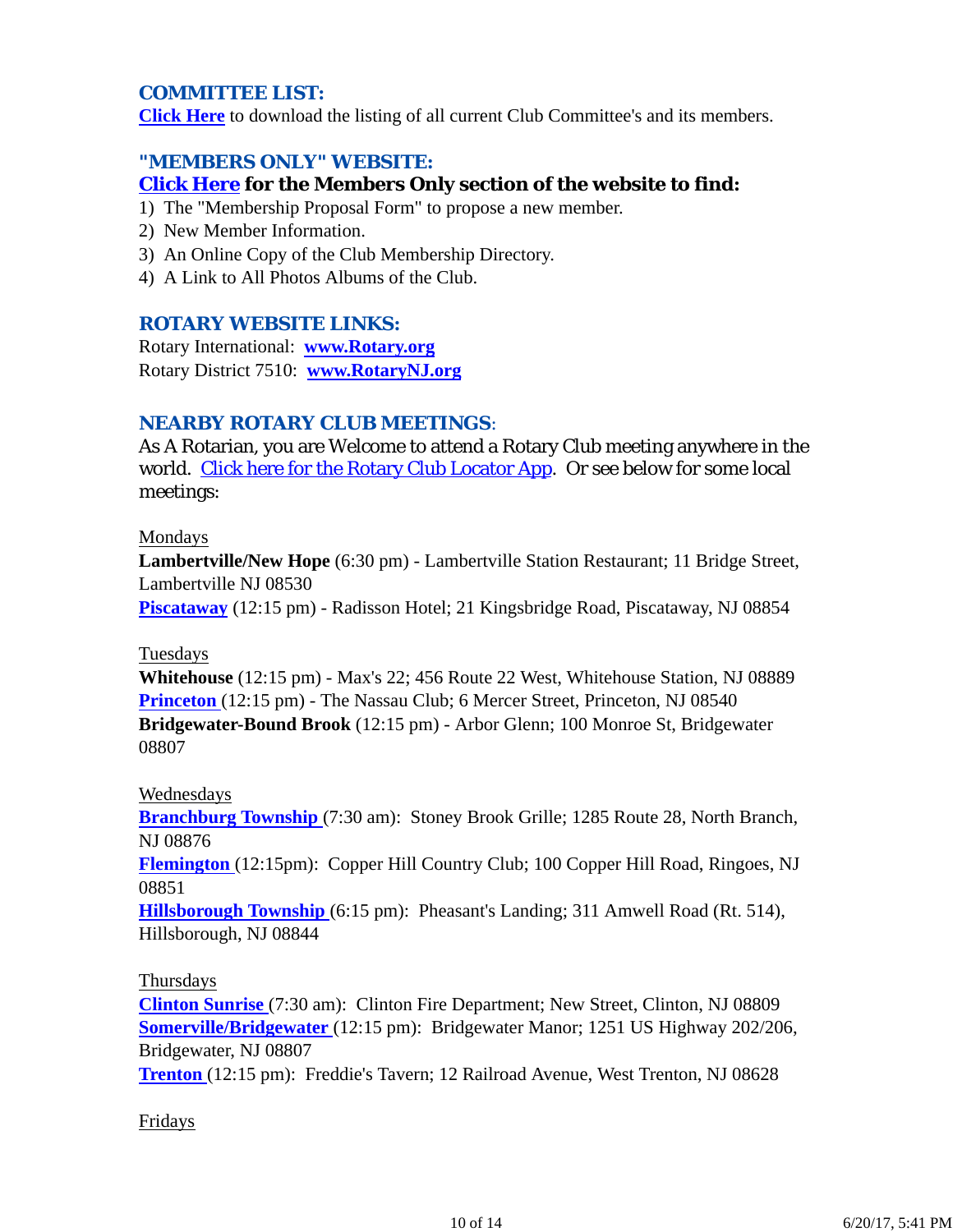### COMMITTEE LIST:

**Click Here** to download the listing of all current Club Committee's and its members.

### "MEMBERS ONLY" WEBSITE:

**Click Here for the Members Only section of the website to find:**

1) The "Membership Proposal Form" to propose a new member.
2) New Member Information.
3) An Online Copy of the Club Membership Directory.
4) A Link to All Photos Albums of the Club.

### ROTARY WEBSITE LINKS:

Rotary International: **www.Rotary.org**
Rotary District 7510: **www.RotaryNJ.org**

### NEARBY ROTARY CLUB MEETINGS:

As A Rotarian, you are Welcome to attend a Rotary Club meeting anywhere in the world. Click here for the Rotary Club Locator App. Or see below for some local meetings:

Mondays

**Lambertville/New Hope** (6:30 pm) - Lambertville Station Restaurant; 11 Bridge Street, Lambertville NJ 08530
**Piscataway** (12:15 pm) - Radisson Hotel; 21 Kingsbridge Road, Piscataway, NJ 08854

Tuesdays

**Whitehouse** (12:15 pm) - Max's 22; 456 Route 22 West, Whitehouse Station, NJ 08889
**Princeton** (12:15 pm) - The Nassau Club; 6 Mercer Street, Princeton, NJ 08540
**Bridgewater-Bound Brook** (12:15 pm) - Arbor Glenn; 100 Monroe St, Bridgewater 08807

Wednesdays

**Branchburg Township** (7:30 am): Stoney Brook Grille; 1285 Route 28, North Branch, NJ 08876
**Flemington** (12:15pm): Copper Hill Country Club; 100 Copper Hill Road, Ringoes, NJ 08851
**Hillsborough Township** (6:15 pm): Pheasant's Landing; 311 Amwell Road (Rt. 514), Hillsborough, NJ 08844

Thursdays

**Clinton Sunrise** (7:30 am): Clinton Fire Department; New Street, Clinton, NJ 08809
**Somerville/Bridgewater** (12:15 pm): Bridgewater Manor; 1251 US Highway 202/206, Bridgewater, NJ 08807
**Trenton** (12:15 pm): Freddie's Tavern; 12 Railroad Avenue, West Trenton, NJ 08628

Fridays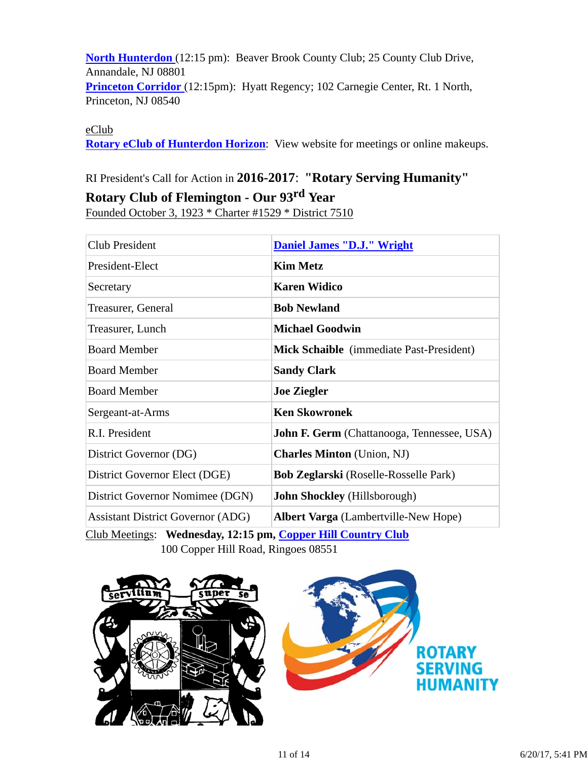**North Hunterdon** (12:15 pm): Beaver Brook County Club; 25 County Club Drive, Annandale, NJ 08801
**Princeton Corridor** (12:15pm): Hyatt Regency; 102 Carnegie Center, Rt. 1 North, Princeton, NJ 08540

eClub
**Rotary eClub of Hunterdon Horizon**: View website for meetings or online makeups.

RI President's Call for Action in **2016-2017**: **"Rotary Serving Humanity"**

**Rotary Club of Flemington - Our 93rd Year**

Founded October 3, 1923 * Charter #1529 * District 7510

| | |
|---|---|
| Club President | **Daniel James "D.J." Wright** |
| President-Elect | **Kim Metz** |
| Secretary | **Karen Widico** |
| Treasurer, General | **Bob Newland** |
| Treasurer, Lunch | **Michael Goodwin** |
| Board Member | **Mick Schaible** (immediate Past-President) |
| Board Member | **Sandy Clark** |
| Board Member | **Joe Ziegler** |
| Sergeant-at-Arms | **Ken Skowronek** |
| R.I. President | **John F. Germ** (Chattanooga, Tennessee, USA) |
| District Governor (DG) | **Charles Minton** (Union, NJ) |
| District Governor Elect (DGE) | **Bob Zeglarski** (Roselle-Rosselle Park) |
| District Governor Nomimee (DGN) | **John Shockley** (Hillsborough) |
| Assistant District Governor (ADG) | **Albert Varga** (Lambertville-New Hope) |

Club Meetings: **Wednesday, 12:15 pm, Copper Hill Country Club**
100 Copper Hill Road, Ringoes 08551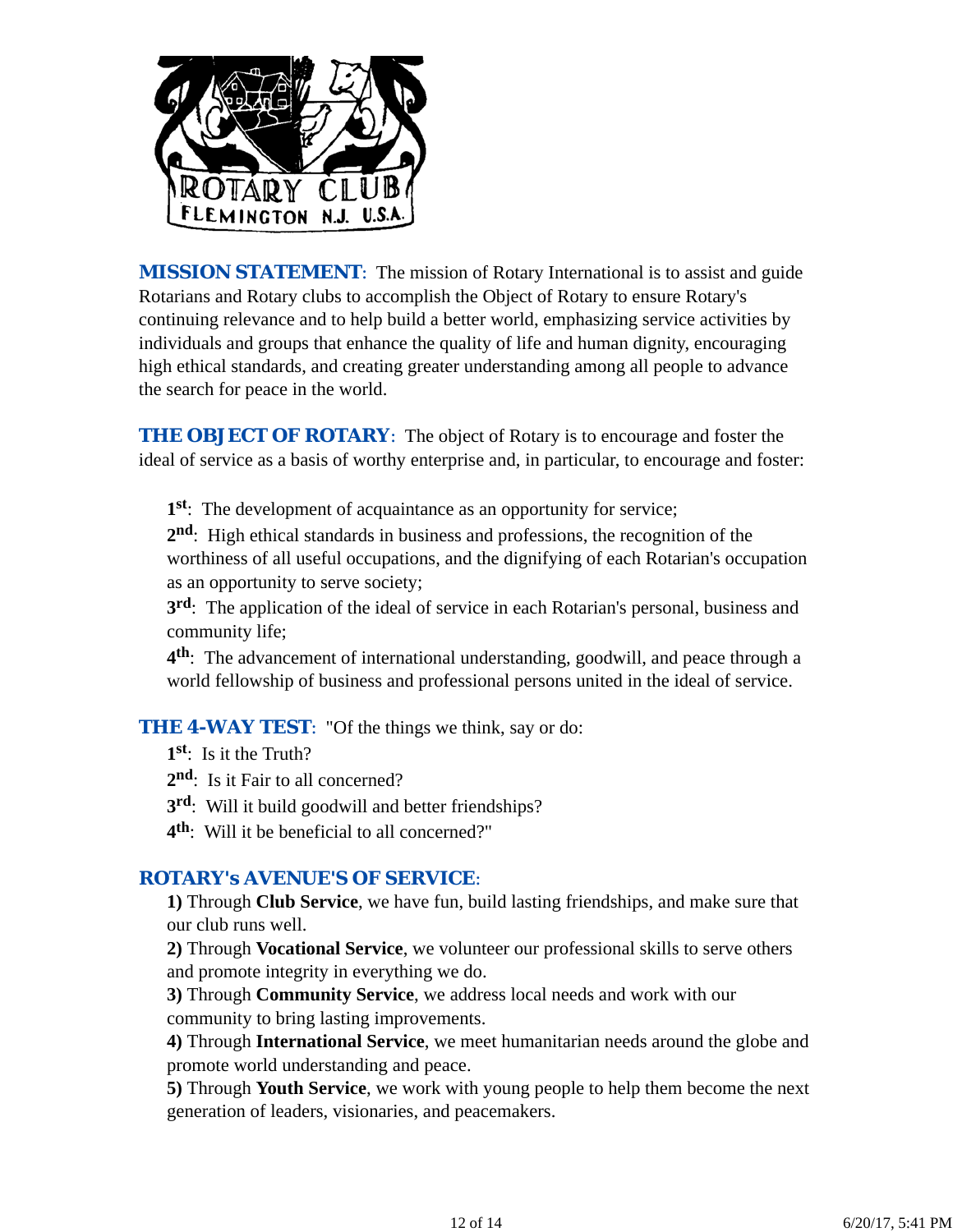**MISSION STATEMENT**: The mission of Rotary International is to assist and guide Rotarians and Rotary clubs to accomplish the Object of Rotary to ensure Rotary's continuing relevance and to help build a better world, emphasizing service activities by individuals and groups that enhance the quality of life and human dignity, encouraging high ethical standards, and creating greater understanding among all people to advance the search for peace in the world.

**THE OBJECT OF ROTARY**: The object of Rotary is to encourage and foster the ideal of service as a basis of worthy enterprise and, in particular, to encourage and foster:

**1st**: The development of acquaintance as an opportunity for service;
**2nd**: High ethical standards in business and professions, the recognition of the worthiness of all useful occupations, and the dignifying of each Rotarian's occupation as an opportunity to serve society;
**3rd**: The application of the ideal of service in each Rotarian's personal, business and community life;
**4th**: The advancement of international understanding, goodwill, and peace through a world fellowship of business and professional persons united in the ideal of service.

**THE 4-WAY TEST**: "Of the things we think, say or do:

**1st**: Is it the Truth?
**2nd**: Is it Fair to all concerned?
**3rd**: Will it build goodwill and better friendships?
**4th**: Will it be beneficial to all concerned?"

**ROTARY's AVENUE'S OF SERVICE**:

**1)** Through **Club Service**, we have fun, build lasting friendships, and make sure that our club runs well.
**2)** Through **Vocational Service**, we volunteer our professional skills to serve others and promote integrity in everything we do.
**3)** Through **Community Service**, we address local needs and work with our community to bring lasting improvements.
**4)** Through **International Service**, we meet humanitarian needs around the globe and promote world understanding and peace.
**5)** Through **Youth Service**, we work with young people to help them become the next generation of leaders, visionaries, and peacemakers.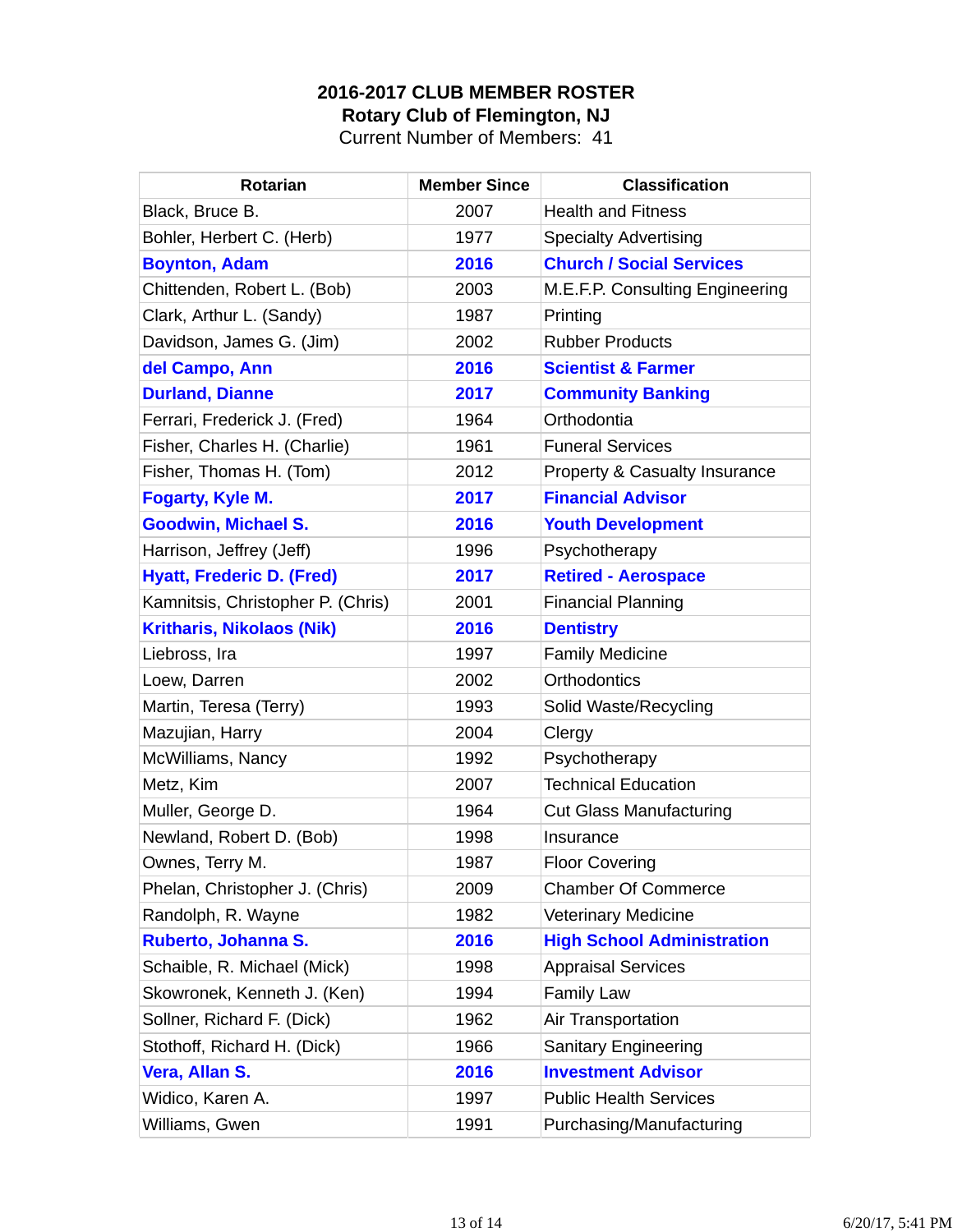**2016-2017 CLUB MEMBER ROSTER**
**Rotary Club of Flemington, NJ**
Current Number of Members: 41

| Rotarian | Member Since | Classification |
|---|---|---|
| Black, Bruce B. | 2007 | Health and Fitness |
| Bohler, Herbert C. (Herb) | 1977 | Specialty Advertising |
| **Boynton, Adam** | **2016** | **Church / Social Services** |
| Chittenden, Robert L. (Bob) | 2003 | M.E.F.P. Consulting Engineering |
| Clark, Arthur L. (Sandy) | 1987 | Printing |
| Davidson, James G. (Jim) | 2002 | Rubber Products |
| **del Campo, Ann** | **2016** | **Scientist & Farmer** |
| **Durland, Dianne** | **2017** | **Community Banking** |
| Ferrari, Frederick J. (Fred) | 1964 | Orthodontia |
| Fisher, Charles H. (Charlie) | 1961 | Funeral Services |
| Fisher, Thomas H. (Tom) | 2012 | Property & Casualty Insurance |
| **Fogarty, Kyle M.** | **2017** | **Financial Advisor** |
| **Goodwin, Michael S.** | **2016** | **Youth Development** |
| Harrison, Jeffrey (Jeff) | 1996 | Psychotherapy |
| **Hyatt, Frederic D. (Fred)** | **2017** | **Retired - Aerospace** |
| Kamnitsis, Christopher P. (Chris) | 2001 | Financial Planning |
| **Kritharis, Nikolaos (Nik)** | **2016** | **Dentistry** |
| Liebross, Ira | 1997 | Family Medicine |
| Loew, Darren | 2002 | Orthodontics |
| Martin, Teresa (Terry) | 1993 | Solid Waste/Recycling |
| Mazujian, Harry | 2004 | Clergy |
| McWilliams, Nancy | 1992 | Psychotherapy |
| Metz, Kim | 2007 | Technical Education |
| Muller, George D. | 1964 | Cut Glass Manufacturing |
| Newland, Robert D. (Bob) | 1998 | Insurance |
| Ownes, Terry M. | 1987 | Floor Covering |
| Phelan, Christopher J. (Chris) | 2009 | Chamber Of Commerce |
| Randolph, R. Wayne | 1982 | Veterinary Medicine |
| **Ruberto, Johanna S.** | **2016** | **High School Administration** |
| Schaible, R. Michael (Mick) | 1998 | Appraisal Services |
| Skowronek, Kenneth J. (Ken) | 1994 | Family Law |
| Sollner, Richard F. (Dick) | 1962 | Air Transportation |
| Stothoff, Richard H. (Dick) | 1966 | Sanitary Engineering |
| **Vera, Allan S.** | **2016** | **Investment Advisor** |
| Widico, Karen A. | 1997 | Public Health Services |
| Williams, Gwen | 1991 | Purchasing/Manufacturing |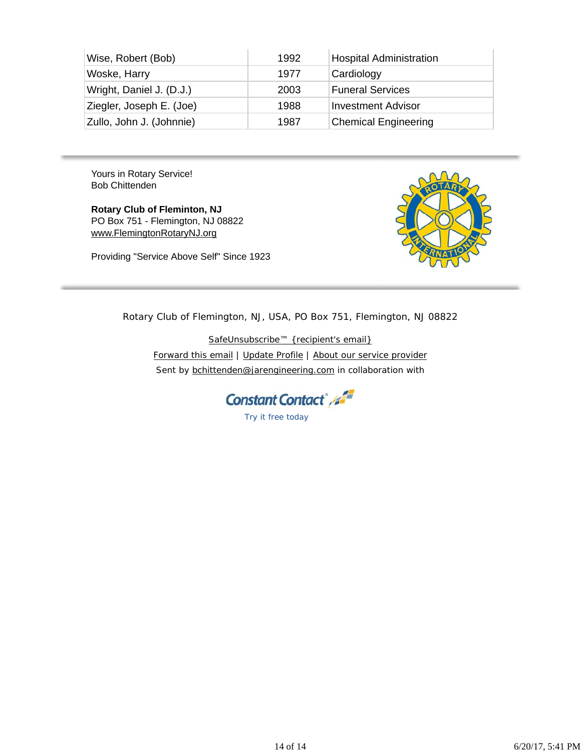| | | |
|---|---|---|
| Wise, Robert (Bob) | 1992 | Hospital Administration |
| Woske, Harry | 1977 | Cardiology |
| Wright, Daniel J. (D.J.) | 2003 | Funeral Services |
| Ziegler, Joseph E. (Joe) | 1988 | Investment Advisor |
| Zullo, John J. (Johnnie) | 1987 | Chemical Engineering |

---

Yours in Rotary Service!
Bob Chittenden

**Rotary Club of Fleminton, NJ**
PO Box 751 - Flemington, NJ 08822
www.FlemingtonRotaryNJ.org

Providing "Service Above Self" Since 1923

---

Rotary Club of Flemington, NJ, USA, PO Box 751, Flemington, NJ 08822

SafeUnsubscribe™ {recipient's email}

Forward this email | Update Profile | About our service provider

Sent by bchittenden@jarengineering.com in collaboration with

Constant Contact

Try it free today